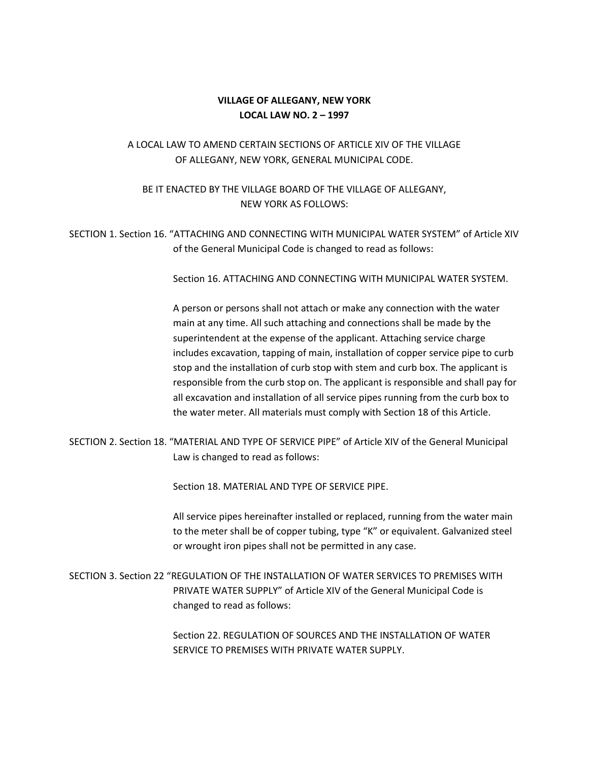**VILLAGE OF ALLEGANY, NEW YORK**
**LOCAL LAW NO. 2 – 1997**

A LOCAL LAW TO AMEND CERTAIN SECTIONS OF ARTICLE XIV OF THE VILLAGE OF ALLEGANY, NEW YORK, GENERAL MUNICIPAL CODE.

BE IT ENACTED BY THE VILLAGE BOARD OF THE VILLAGE OF ALLEGANY, NEW YORK AS FOLLOWS:

SECTION 1. Section 16. "ATTACHING AND CONNECTING WITH MUNICIPAL WATER SYSTEM" of Article XIV of the General Municipal Code is changed to read as follows:

Section 16. ATTACHING AND CONNECTING WITH MUNICIPAL WATER SYSTEM.

A person or persons shall not attach or make any connection with the water main at any time. All such attaching and connections shall be made by the superintendent at the expense of the applicant. Attaching service charge includes excavation, tapping of main, installation of copper service pipe to curb stop and the installation of curb stop with stem and curb box. The applicant is responsible from the curb stop on. The applicant is responsible and shall pay for all excavation and installation of all service pipes running from the curb box to the water meter. All materials must comply with Section 18 of this Article.

SECTION 2. Section 18. "MATERIAL AND TYPE OF SERVICE PIPE" of Article XIV of the General Municipal Law is changed to read as follows:

Section 18. MATERIAL AND TYPE OF SERVICE PIPE.

All service pipes hereinafter installed or replaced, running from the water main to the meter shall be of copper tubing, type "K" or equivalent. Galvanized steel or wrought iron pipes shall not be permitted in any case.

SECTION 3. Section 22 "REGULATION OF THE INSTALLATION OF WATER SERVICES TO PREMISES WITH PRIVATE WATER SUPPLY" of Article XIV of the General Municipal Code is changed to read as follows:

Section 22. REGULATION OF SOURCES AND THE INSTALLATION OF WATER SERVICE TO PREMISES WITH PRIVATE WATER SUPPLY.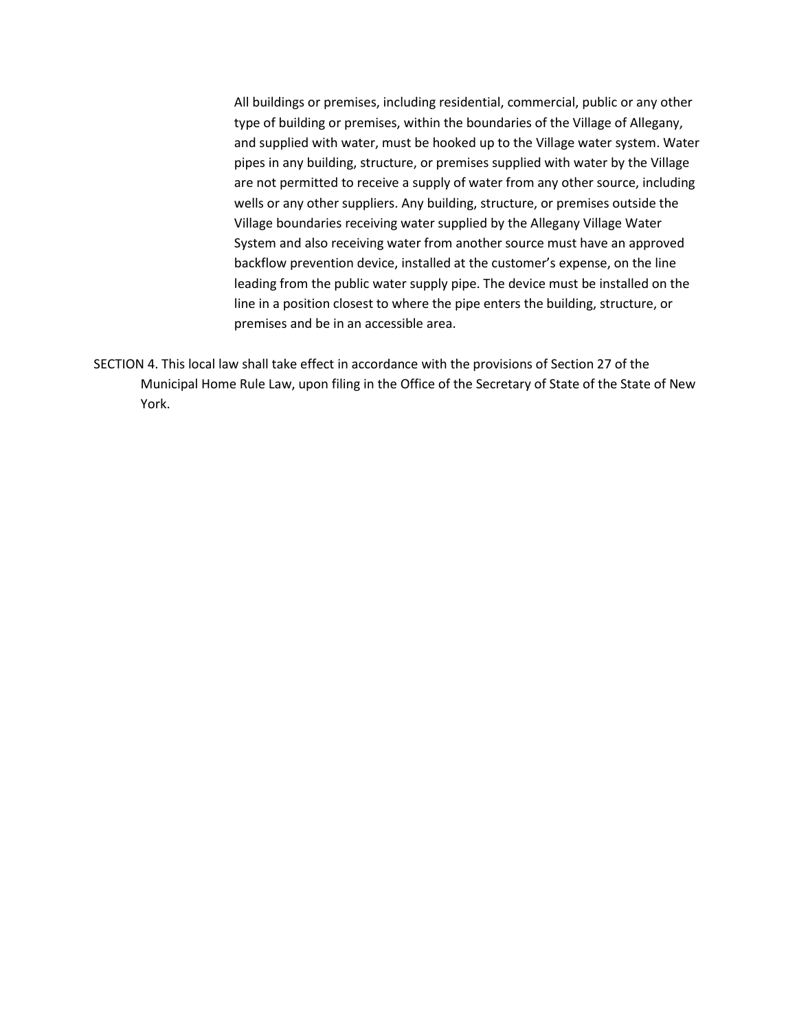All buildings or premises, including residential, commercial, public or any other type of building or premises, within the boundaries of the Village of Allegany, and supplied with water, must be hooked up to the Village water system. Water pipes in any building, structure, or premises supplied with water by the Village are not permitted to receive a supply of water from any other source, including wells or any other suppliers. Any building, structure, or premises outside the Village boundaries receiving water supplied by the Allegany Village Water System and also receiving water from another source must have an approved backflow prevention device, installed at the customer's expense, on the line leading from the public water supply pipe. The device must be installed on the line in a position closest to where the pipe enters the building, structure, or premises and be in an accessible area.

SECTION 4. This local law shall take effect in accordance with the provisions of Section 27 of the Municipal Home Rule Law, upon filing in the Office of the Secretary of State of the State of New York.